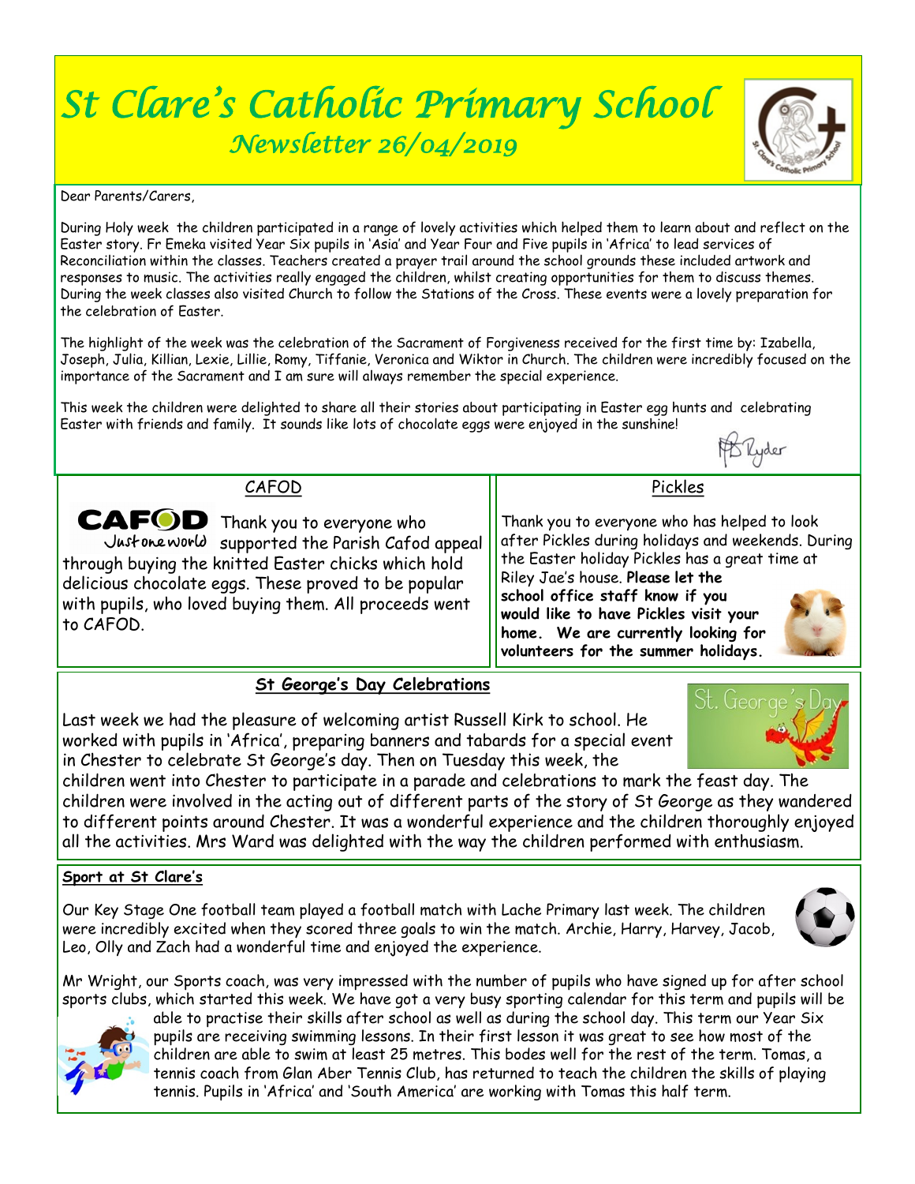# St Clare's Catholic Primary School

## Newsletter 26/04/2019

Dear Parents/Carers,

During Holy week the children participated in a range of lovely activities which helped them to learn about and reflect on the Easter story. Fr Emeka visited Year Six pupils in 'Asia' and Year Four and Five pupils in 'Africa' to lead services of Reconciliation within the classes. Teachers created a prayer trail around the school grounds these included artwork and responses to music. The activities really engaged the children, whilst creating opportunities for them to discuss themes. During the week classes also visited Church to follow the Stations of the Cross. These events were a lovely preparation for the celebration of Easter.

The highlight of the week was the celebration of the Sacrament of Forgiveness received for the first time by: Izabella, Joseph, Julia, Killian, Lexie, Lillie, Romy, Tiffanie, Veronica and Wiktor in Church. The children were incredibly focused on the importance of the Sacrament and I am sure will always remember the special experience.

This week the children were delighted to share all their stories about participating in Easter egg hunts and celebrating Easter with friends and family. It sounds like lots of chocolate eggs were enjoyed in the sunshine!

## CAFOD

Thank you to everyone who supported the Parish Cafod appeal through buying the knitted Easter chicks which hold delicious chocolate eggs. These proved to be popular with pupils, who loved buying them. All proceeds went to CAFOD.

## Pickles

Thank you to everyone who has helped to look after Pickles during holidays and weekends. During the Easter holiday Pickles has a great time at Riley Jae's house. **Please let the school office staff know if you would like to have Pickles visit your home. We are currently looking for volunteers for the summer holidays.**

## St George's Day Celebrations

Last week we had the pleasure of welcoming artist Russell Kirk to school. He worked with pupils in 'Africa', preparing banners and tabards for a special event in Chester to celebrate St George's day. Then on Tuesday this week, the children went into Chester to participate in a parade and celebrations to mark the feast day. The children were involved in the acting out of different parts of the story of St George as they wandered to different points around Chester. It was a wonderful experience and the children thoroughly enjoyed all the activities. Mrs Ward was delighted with the way the children performed with enthusiasm.

## Sport at St Clare's

Our Key Stage One football team played a football match with Lache Primary last week. The children were incredibly excited when they scored three goals to win the match. Archie, Harry, Harvey, Jacob, Leo, Olly and Zach had a wonderful time and enjoyed the experience.

Mr Wright, our Sports coach, was very impressed with the number of pupils who have signed up for after school sports clubs, which started this week. We have got a very busy sporting calendar for this term and pupils will be able to practise their skills after school as well as during the school day. This term our Year Six pupils are receiving swimming lessons. In their first lesson it was great to see how most of the children are able to swim at least 25 metres. This bodes well for the rest of the term. Tomas, a tennis coach from Glan Aber Tennis Club, has returned to teach the children the skills of playing tennis. Pupils in 'Africa' and 'South America' are working with Tomas this half term.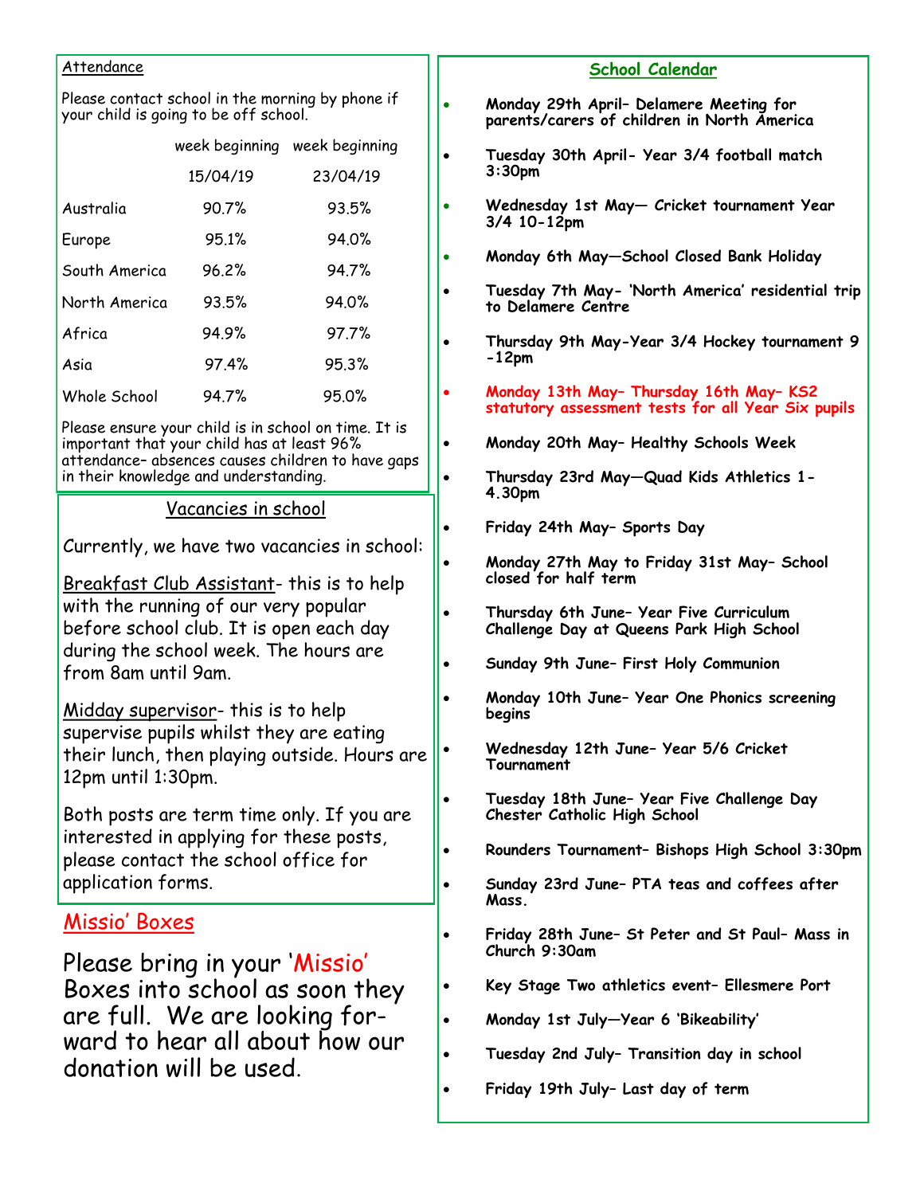### Attendance

Please contact school in the morning by phone if your child is going to be off school.

| | week beginning 15/04/19 | week beginning 23/04/19 |
|---|---|---|
| Australia | 90.7% | 93.5% |
| Europe | 95.1% | 94.0% |
| South America | 96.2% | 94.7% |
| North America | 93.5% | 94.0% |
| Africa | 94.9% | 97.7% |
| Asia | 97.4% | 95.3% |
| Whole School | 94.7% | 95.0% |

Please ensure your child is in school on time. It is important that your child has at least 96% attendance– absences causes children to have gaps in their knowledge and understanding.

### Vacancies in school

Currently, we have two vacancies in school:

Breakfast Club Assistant- this is to help with the running of our very popular before school club. It is open each day during the school week. The hours are from 8am until 9am.

Midday supervisor- this is to help supervise pupils whilst they are eating their lunch, then playing outside. Hours are 12pm until 1:30pm.

Both posts are term time only. If you are interested in applying for these posts, please contact the school office for application forms.

### Missio' Boxes

Please bring in your 'Missio' Boxes into school as soon they are full. We are looking forward to hear all about how our donation will be used.

### School Calendar

- **Monday 29th April– Delamere Meeting for parents/carers of children in North America**
- **Tuesday 30th April- Year 3/4 football match 3:30pm**
- **Wednesday 1st May— Cricket tournament Year 3/4 10-12pm**
- **Monday 6th May—School Closed Bank Holiday**
- **Tuesday 7th May- 'North America' residential trip to Delamere Centre**
- **Thursday 9th May-Year 3/4 Hockey tournament 9 -12pm**
- **Monday 13th May– Thursday 16th May– KS2 statutory assessment tests for all Year Six pupils**
- **Monday 20th May– Healthy Schools Week**
- **Thursday 23rd May—Quad Kids Athletics 1-4.30pm**
- **Friday 24th May– Sports Day**
- **Monday 27th May to Friday 31st May– School closed for half term**
- **Thursday 6th June– Year Five Curriculum Challenge Day at Queens Park High School**
- **Sunday 9th June– First Holy Communion**
- **Monday 10th June– Year One Phonics screening begins**
- **Wednesday 12th June– Year 5/6 Cricket Tournament**
- **Tuesday 18th June– Year Five Challenge Day Chester Catholic High School**
- **Rounders Tournament– Bishops High School 3:30pm**
- **Sunday 23rd June– PTA teas and coffees after Mass.**
- **Friday 28th June– St Peter and St Paul– Mass in Church 9:30am**
- **Key Stage Two athletics event– Ellesmere Port**
- **Monday 1st July—Year 6 'Bikeability'**
- **Tuesday 2nd July– Transition day in school**
- **Friday 19th July– Last day of term**